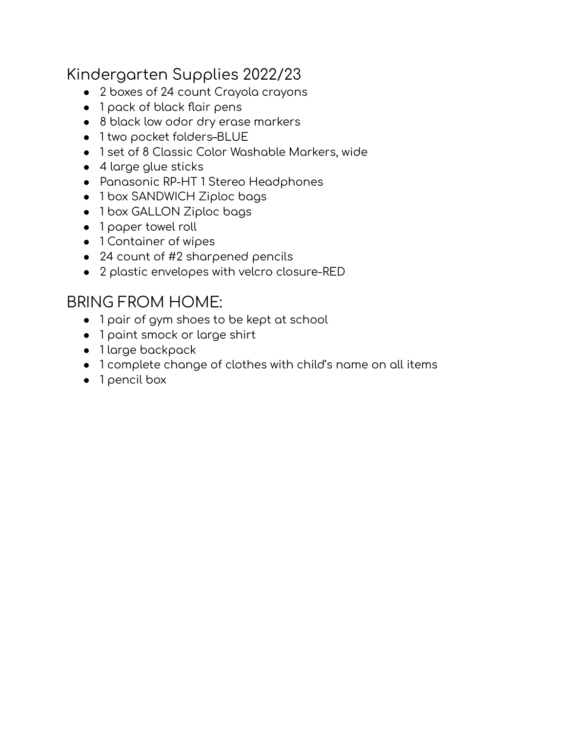## Kindergarten Supplies 2022/23

- 2 boxes of 24 count Crayola crayons
- 1 pack of black flair pens
- 8 black low odor dry erase markers
- 1 two pocket folders–BLUE
- 1 set of 8 Classic Color Washable Markers, wide
- 4 large glue sticks
- Panasonic RP-HT 1 Stereo Headphones
- 1 box SANDWICH Ziploc bags
- 1 box GALLON Ziploc bags
- 1 paper towel roll
- 1 Container of wipes
- 24 count of #2 sharpened pencils
- 2 plastic envelopes with velcro closure-RED

## BRING FROM HOME:

- 1 pair of gym shoes to be kept at school
- 1 paint smock or large shirt
- 1 large backpack
- 1 complete change of clothes with child's name on all items
- 1 pencil box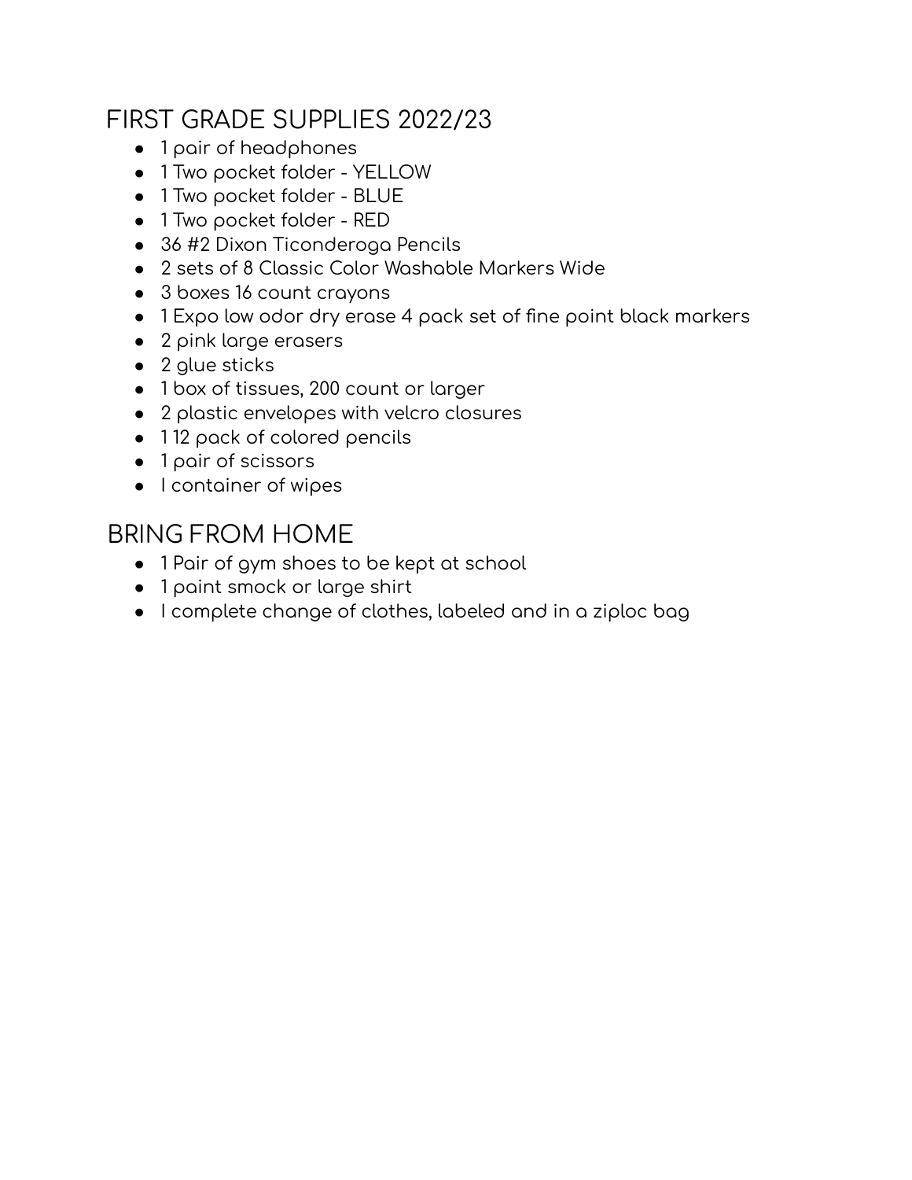## FIRST GRADE SUPPLIES 2022/23

- 1 pair of headphones
- 1 Two pocket folder - YELLOW
- 1 Two pocket folder - BLUE
- 1 Two pocket folder - RED
- 36 #2 Dixon Ticonderoga Pencils
- 2 sets of 8 Classic Color Washable Markers Wide
- 3 boxes 16 count crayons
- 1 Expo low odor dry erase 4 pack set of fine point black markers
- 2 pink large erasers
- 2 glue sticks
- 1 box of tissues, 200 count or larger
- 2 plastic envelopes with velcro closures
- 1 12 pack of colored pencils
- 1 pair of scissors
- I container of wipes

## BRING FROM HOME

- 1 Pair of gym shoes to be kept at school
- 1 paint smock or large shirt
- I complete change of clothes, labeled and in a ziploc bag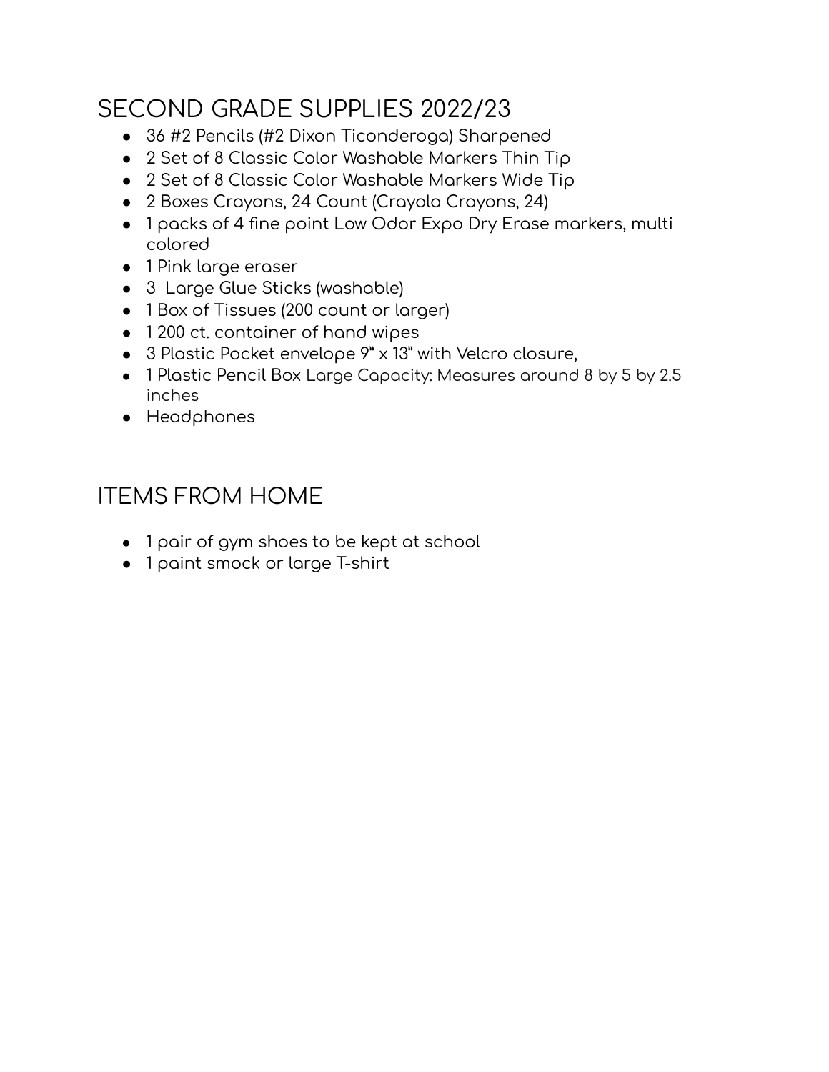## SECOND GRADE SUPPLIES 2022/23

- 36 #2 Pencils (#2 Dixon Ticonderoga) Sharpened
- 2 Set of 8 Classic Color Washable Markers Thin Tip
- 2 Set of 8 Classic Color Washable Markers Wide Tip
- 2 Boxes Crayons, 24 Count (Crayola Crayons, 24)
- 1 packs of 4 fine point Low Odor Expo Dry Erase markers, multi colored
- 1 Pink large eraser
- 3 Large Glue Sticks (washable)
- 1 Box of Tissues (200 count or larger)
- 1 200 ct. container of hand wipes
- 3 Plastic Pocket envelope 9" x 13" with Velcro closure,
- 1 Plastic Pencil Box Large Capacity: Measures around 8 by 5 by 2.5 inches
- Headphones

## ITEMS FROM HOME

- 1 pair of gym shoes to be kept at school
- 1 paint smock or large T-shirt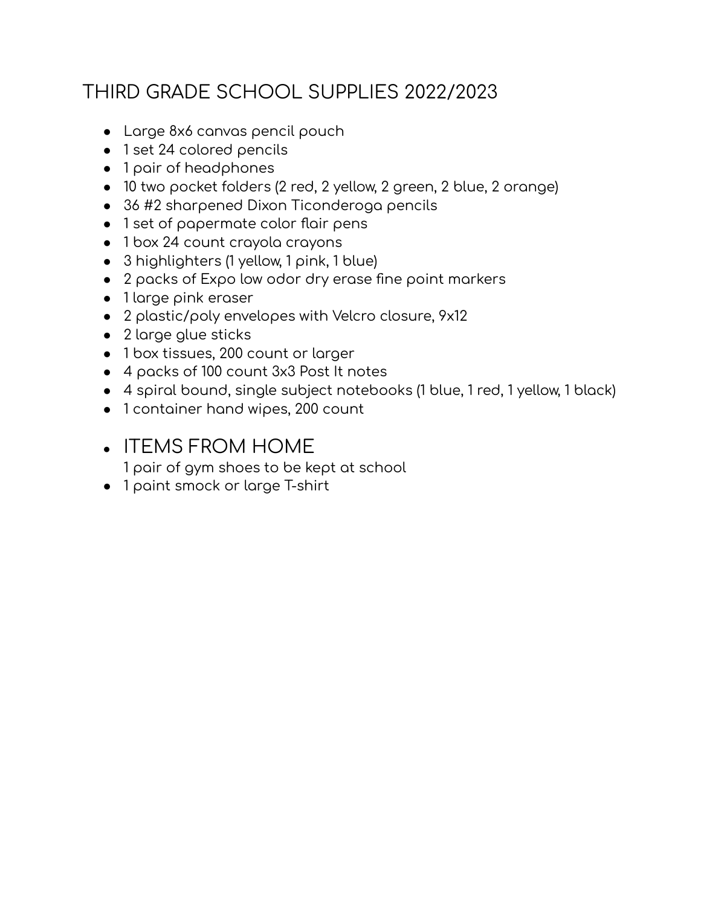# THIRD GRADE SCHOOL SUPPLIES 2022/2023

- Large 8x6 canvas pencil pouch
- 1 set 24 colored pencils
- 1 pair of headphones
- 10 two pocket folders (2 red, 2 yellow, 2 green, 2 blue, 2 orange)
- 36 #2 sharpened Dixon Ticonderoga pencils
- 1 set of papermate color flair pens
- 1 box 24 count crayola crayons
- 3 highlighters (1 yellow, 1 pink, 1 blue)
- 2 packs of Expo low odor dry erase fine point markers
- 1 large pink eraser
- 2 plastic/poly envelopes with Velcro closure, 9x12
- 2 large glue sticks
- 1 box tissues, 200 count or larger
- 4 packs of 100 count 3x3 Post It notes
- 4 spiral bound, single subject notebooks (1 blue, 1 red, 1 yellow, 1 black)
- 1 container hand wipes, 200 count

- ITEMS FROM HOME
  1 pair of gym shoes to be kept at school
- 1 paint smock or large T-shirt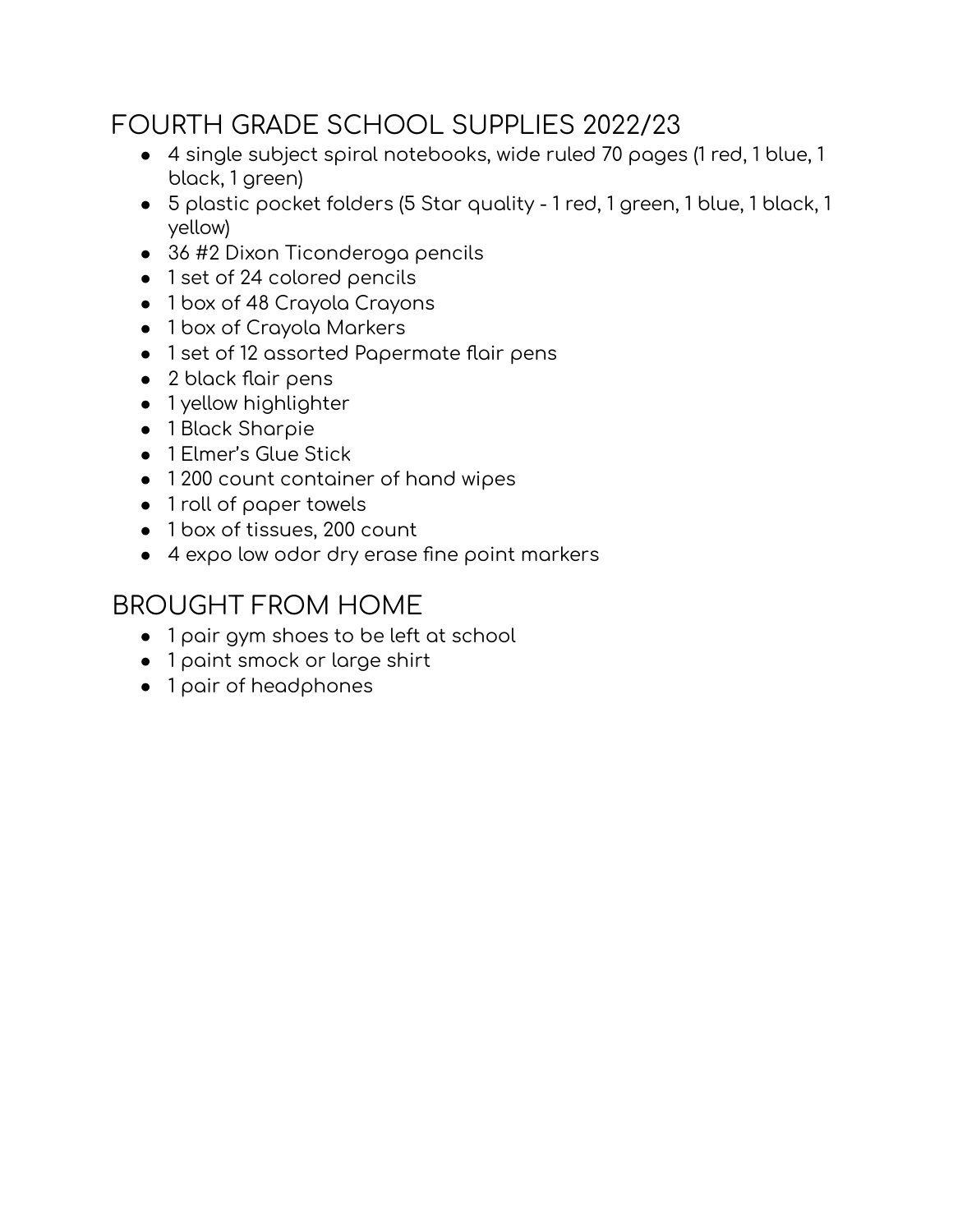## FOURTH GRADE SCHOOL SUPPLIES 2022/23

- 4 single subject spiral notebooks, wide ruled 70 pages (1 red, 1 blue, 1 black, 1 green)
- 5 plastic pocket folders (5 Star quality - 1 red, 1 green, 1 blue, 1 black, 1 yellow)
- 36 #2 Dixon Ticonderoga pencils
- 1 set of 24 colored pencils
- 1 box of 48 Crayola Crayons
- 1 box of Crayola Markers
- 1 set of 12 assorted Papermate flair pens
- 2 black flair pens
- 1 yellow highlighter
- 1 Black Sharpie
- 1 Elmer's Glue Stick
- 1 200 count container of hand wipes
- 1 roll of paper towels
- 1 box of tissues, 200 count
- 4 expo low odor dry erase fine point markers

## BROUGHT FROM HOME

- 1 pair gym shoes to be left at school
- 1 paint smock or large shirt
- 1 pair of headphones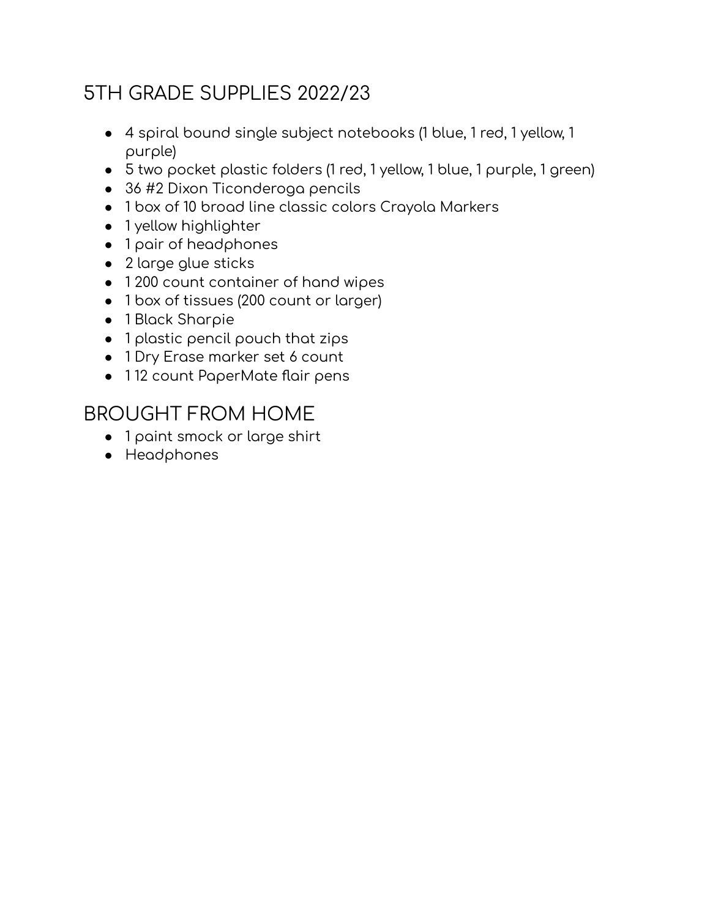## 5TH GRADE SUPPLIES 2022/23

- 4 spiral bound single subject notebooks (1 blue, 1 red, 1 yellow, 1 purple)
- 5 two pocket plastic folders (1 red, 1 yellow, 1 blue, 1 purple, 1 green)
- 36 #2 Dixon Ticonderoga pencils
- 1 box of 10 broad line classic colors Crayola Markers
- 1 yellow highlighter
- 1 pair of headphones
- 2 large glue sticks
- 1 200 count container of hand wipes
- 1 box of tissues (200 count or larger)
- 1 Black Sharpie
- 1 plastic pencil pouch that zips
- 1 Dry Erase marker set 6 count
- 1 12 count PaperMate flair pens

## BROUGHT FROM HOME

- 1 paint smock or large shirt
- Headphones